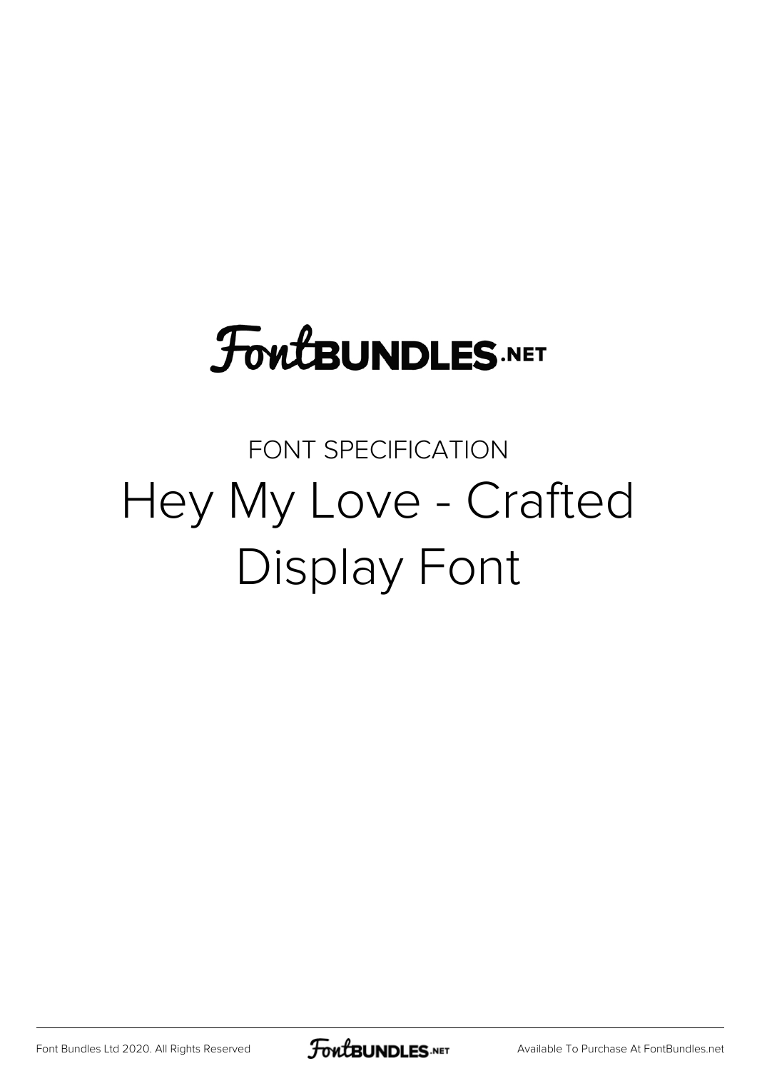FontBUNDLES.NET

FONT SPECIFICATION

# Hey My Love - Crafted Display Font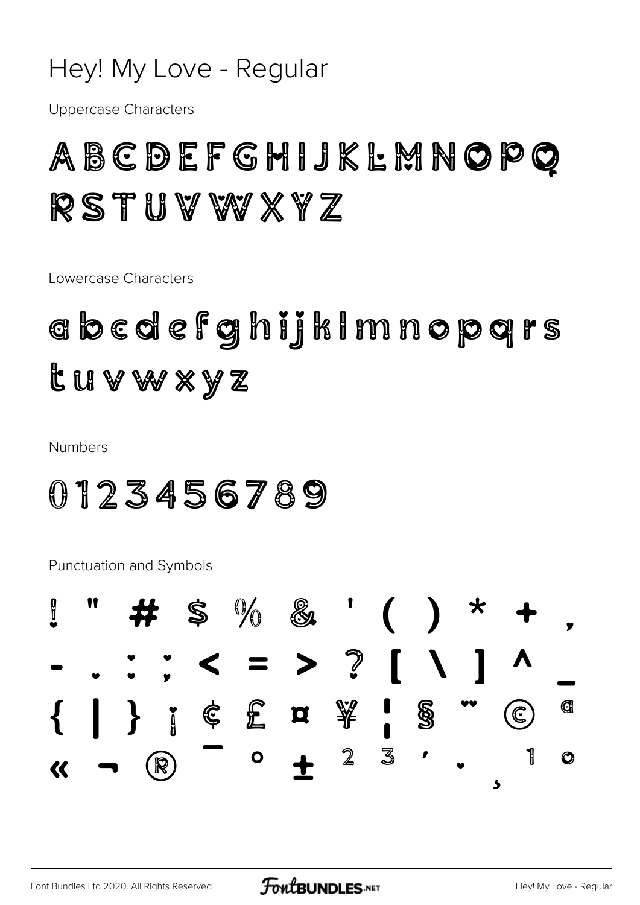# Hey! My Love - Regular

Uppercase Characters

ABCDEFGHIJKLMNOPQ
RSTUVWXYZ

Lowercase Characters

abcdefghijklmnopqrs
tuvwxyz

Numbers

0123456789

Punctuation and Symbols

! " # $ % & ' ( ) * + ,
- . : ; < = > ? [ \ ] ^ _
{ | } ¡ ¢ £ ¤ ¥ ¦ § ¨ © ª
« ¬ ® ¯ ° ± ² ³ ´ · ¸ ¹ º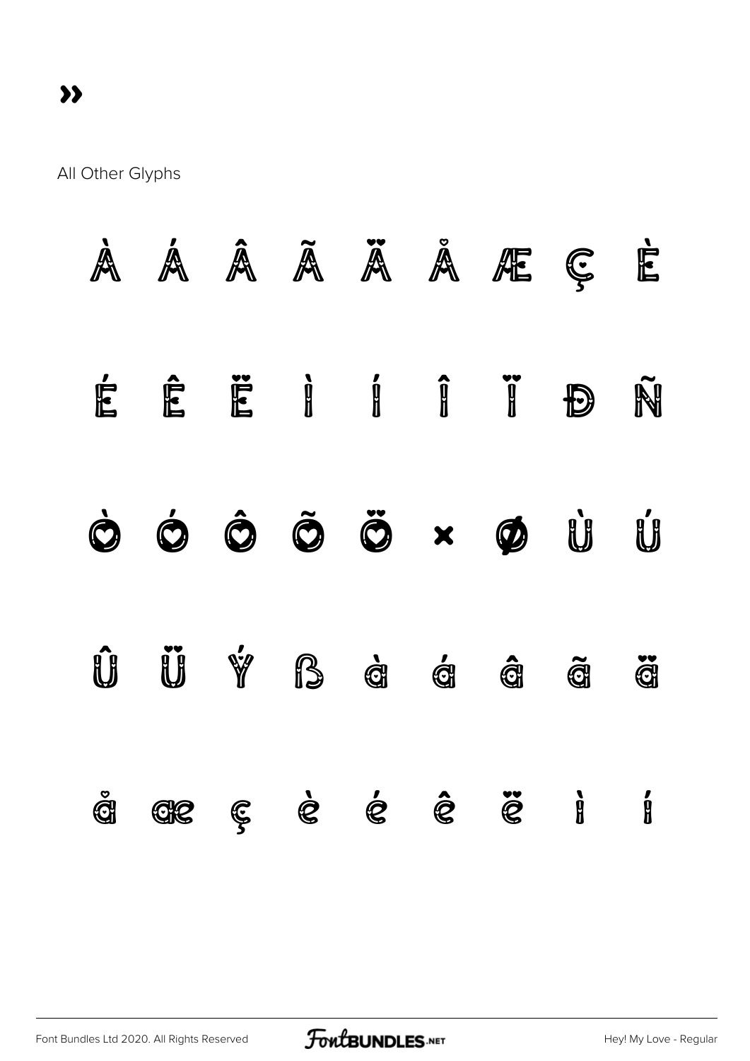»

All Other Glyphs

À Á Â Ã Ä Å Æ Ç È

É Ê Ë Ì Í Î Ï Ð Ñ

Ò Ó Ô Õ Ö × Ø Ù Ú

Û Ü Ý ß à á â ã ä

å æ ç è é ê ë ì í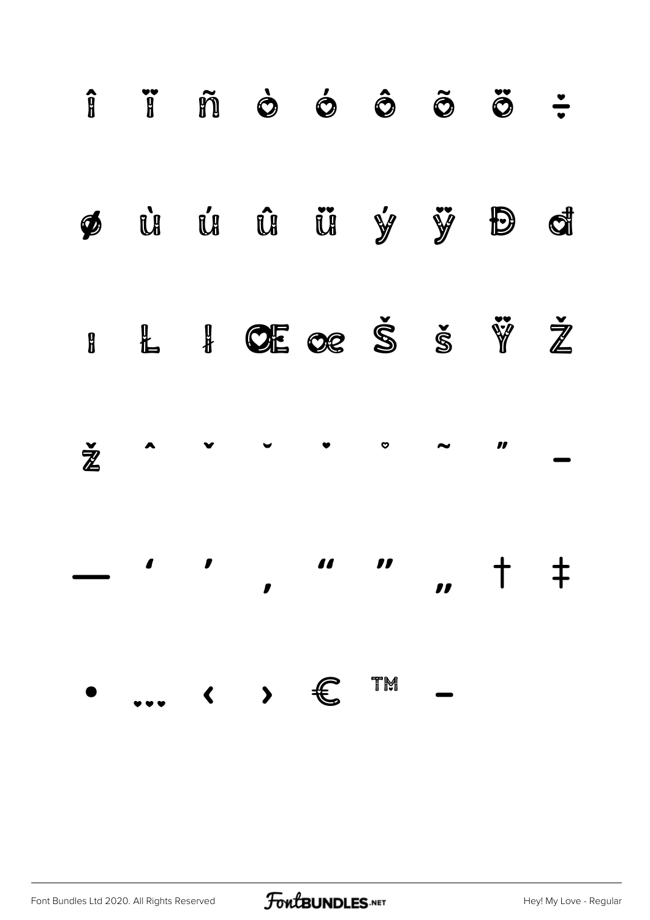î ï ñ ò ó ô õ ö ÷

ø ù ú û ü ý ÿ Đ đ

ı Ł ł Œ œ Š š Ÿ Ž

ž ˆ ˇ ˘ ˙ ˚ ˜ ˝ –

— ' ' ‚ " " „ † ‡

• … ‹ › € ™ −